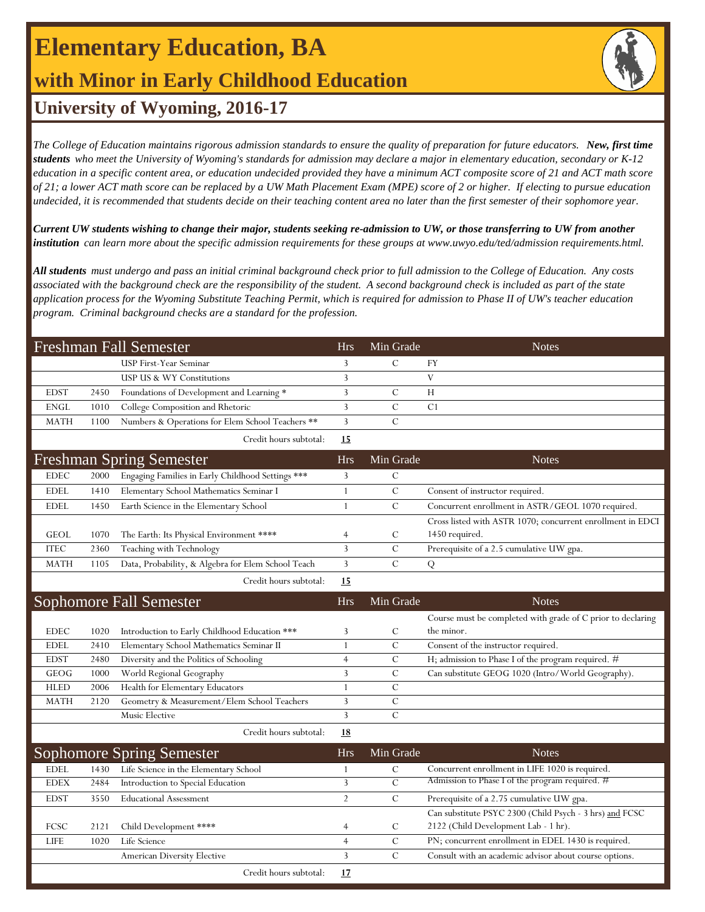# Elementary Education, BA

## with Minor in Early Childhood Education

### University of Wyoming, 2016-17

*The College of Education maintains rigorous admission standards to ensure the quality of preparation for future educators.* ***New, first time students*** *who meet the University of Wyoming's standards for admission may declare a major in elementary education, secondary or K-12 education in a specific content area, or education undecided provided they have a minimum ACT composite score of 21 and ACT math score of 21; a lower ACT math score can be replaced by a UW Math Placement Exam (MPE) score of 2 or higher. If electing to pursue education undecided, it is recommended that students decide on their teaching content area no later than the first semester of their sophomore year.*

***Current UW students wishing to change their major, students seeking re-admission to UW, or those transferring to UW from another institution*** *can learn more about the specific admission requirements for these groups at www.uwyo.edu/ted/admission requirements.html.*

***All students*** *must undergo and pass an initial criminal background check prior to full admission to the College of Education. Any costs associated with the background check are the responsibility of the student. A second background check is included as part of the state application process for the Wyoming Substitute Teaching Permit, which is required for admission to Phase II of UW's teacher education program. Criminal background checks are a standard for the profession.*

| Freshman Fall Semester | | | Hrs | Min Grade | Notes |
|---|---|---|---|---|---|
| | | USP First-Year Seminar | 3 | C | FY |
| | | USP US & WY Constitutions | 3 | | V |
| EDST | 2450 | Foundations of Development and Learning * | 3 | C | H |
| ENGL | 1010 | College Composition and Rhetoric | 3 | C | C1 |
| MATH | 1100 | Numbers & Operations for Elem School Teachers ** | 3 | C | |
| | | Credit hours subtotal: | **15** | | |

| Freshman Spring Semester | | | Hrs | Min Grade | Notes |
|---|---|---|---|---|---|
| EDEC | 2000 | Engaging Families in Early Childhood Settings *** | 3 | C | |
| EDEL | 1410 | Elementary School Mathematics Seminar I | 1 | C | Consent of instructor required. |
| EDEL | 1450 | Earth Science in the Elementary School | 1 | C | Concurrent enrollment in ASTR/GEOL 1070 required. |
| GEOL | 1070 | The Earth: Its Physical Environment **** | 4 | C | Cross listed with ASTR 1070; concurrent enrollment in EDCI 1450 required. |
| ITEC | 2360 | Teaching with Technology | 3 | C | Prerequisite of a 2.5 cumulative UW gpa. |
| MATH | 1105 | Data, Probability, & Algebra for Elem School Teach | 3 | C | Q |
| | | Credit hours subtotal: | **15** | | |

| Sophomore Fall Semester | | | Hrs | Min Grade | Notes |
|---|---|---|---|---|---|
| EDEC | 1020 | Introduction to Early Childhood Education *** | 3 | C | Course must be completed with grade of C prior to declaring the minor. |
| EDEL | 2410 | Elementary School Mathematics Seminar II | 1 | C | Consent of the instructor required. |
| EDST | 2480 | Diversity and the Politics of Schooling | 4 | C | H; admission to Phase I of the program required. # |
| GEOG | 1000 | World Regional Geography | 3 | C | Can substitute GEOG 1020 (Intro/World Geography). |
| HLED | 2006 | Health for Elementary Educators | 1 | C | |
| MATH | 2120 | Geometry & Measurement/Elem School Teachers | 3 | C | |
| | | Music Elective | 3 | C | |
| | | Credit hours subtotal: | **18** | | |

| Sophomore Spring Semester | | | Hrs | Min Grade | Notes |
|---|---|---|---|---|---|
| EDEL | 1430 | Life Science in the Elementary School | 1 | C | Concurrent enrollment in LIFE 1020 is required. |
| EDEX | 2484 | Introduction to Special Education | 3 | C | Admission to Phase I of the program required. # |
| EDST | 3550 | Educational Assessment | 2 | C | Prerequisite of a 2.75 cumulative UW gpa. |
| FCSC | 2121 | Child Development **** | 4 | C | Can substitute PSYC 2300 (Child Psych - 3 hrs) and FCSC 2122 (Child Development Lab - 1 hr). |
| LIFE | 1020 | Life Science | 4 | C | PN; concurrent enrollment in EDEL 1430 is required. |
| | | American Diversity Elective | 3 | C | Consult with an academic advisor about course options. |
| | | Credit hours subtotal: | **17** | | |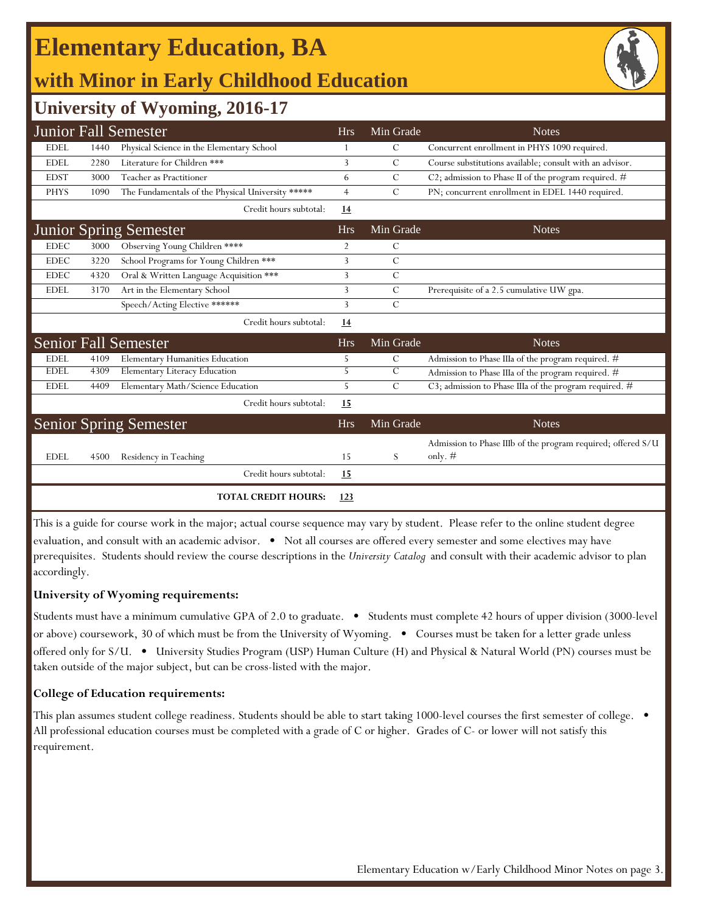# Elementary Education, BA

## with Minor in Early Childhood Education

### University of Wyoming, 2016-17

| Junior Fall Semester | | | Hrs | Min Grade | Notes |
|---|---|---|---|---|---|
| EDEL | 1440 | Physical Science in the Elementary School | 1 | C | Concurrent enrollment in PHYS 1090 required. |
| EDEL | 2280 | Literature for Children *** | 3 | C | Course substitutions available; consult with an advisor. |
| EDST | 3000 | Teacher as Practitioner | 6 | C | C2; admission to Phase II of the program required. # |
| PHYS | 1090 | The Fundamentals of the Physical University ***** | 4 | C | PN; concurrent enrollment in EDEL 1440 required. |
| | | Credit hours subtotal: | **14** | | |

| Junior Spring Semester | | | Hrs | Min Grade | Notes |
|---|---|---|---|---|---|
| EDEC | 3000 | Observing Young Children **** | 2 | C | |
| EDEC | 3220 | School Programs for Young Children *** | 3 | C | |
| EDEC | 4320 | Oral & Written Language Acquisition *** | 3 | C | |
| EDEL | 3170 | Art in the Elementary School | 3 | C | Prerequisite of a 2.5 cumulative UW gpa. |
| | | Speech/Acting Elective ****** | 3 | C | |
| | | Credit hours subtotal: | **14** | | |

| Senior Fall Semester | | | Hrs | Min Grade | Notes |
|---|---|---|---|---|---|
| EDEL | 4109 | Elementary Humanities Education | 5 | C | Admission to Phase IIIa of the program required. # |
| EDEL | 4309 | Elementary Literacy Education | 5 | C | Admission to Phase IIIa of the program required. # |
| EDEL | 4409 | Elementary Math/Science Education | 5 | C | C3; admission to Phase IIIa of the program required. # |
| | | Credit hours subtotal: | **15** | | |

| Senior Spring Semester | | | Hrs | Min Grade | Notes |
|---|---|---|---|---|---|
| EDEL | 4500 | Residency in Teaching | 15 | S | Admission to Phase IIIb of the program required; offered S/U only. # |
| | | Credit hours subtotal: | **15** | | |
| | | **TOTAL CREDIT HOURS:** | **123** | | |

This is a guide for course work in the major; actual course sequence may vary by student. Please refer to the online student degree evaluation, and consult with an academic advisor. • Not all courses are offered every semester and some electives may have prerequisites. Students should review the course descriptions in the *University Catalog* and consult with their academic advisor to plan accordingly.

**University of Wyoming requirements:**

Students must have a minimum cumulative GPA of 2.0 to graduate. • Students must complete 42 hours of upper division (3000-level or above) coursework, 30 of which must be from the University of Wyoming. • Courses must be taken for a letter grade unless offered only for S/U. • University Studies Program (USP) Human Culture (H) and Physical & Natural World (PN) courses must be taken outside of the major subject, but can be cross-listed with the major.

**College of Education requirements:**

This plan assumes student college readiness. Students should be able to start taking 1000-level courses the first semester of college. • All professional education courses must be completed with a grade of C or higher. Grades of C- or lower will not satisfy this requirement.

Elementary Education w/Early Childhood Minor Notes on page 3.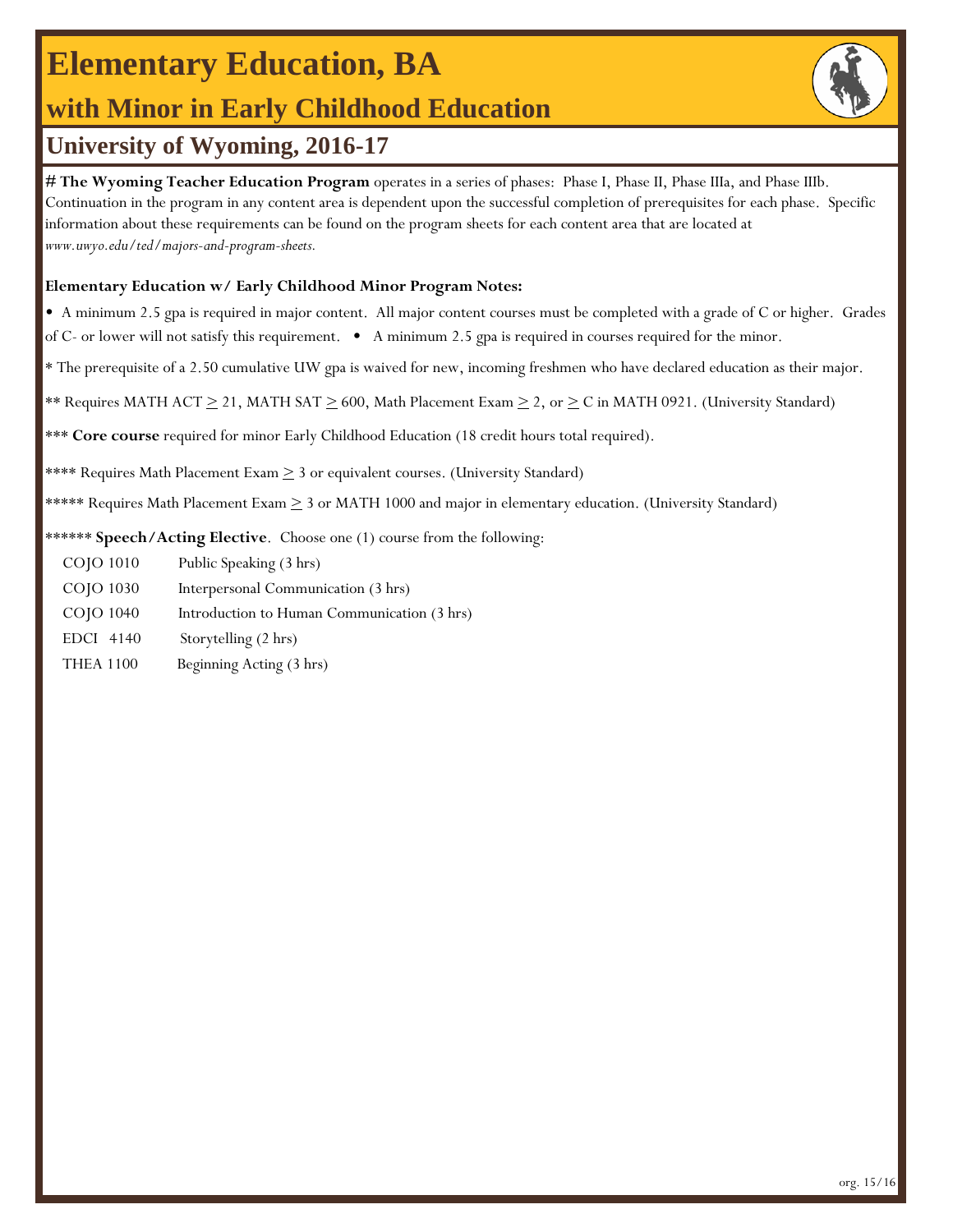# Elementary Education, BA

## with Minor in Early Childhood Education

## University of Wyoming, 2016-17

**# The Wyoming Teacher Education Program** operates in a series of phases: Phase I, Phase II, Phase IIIa, and Phase IIIb. Continuation in the program in any content area is dependent upon the successful completion of prerequisites for each phase. Specific information about these requirements can be found on the program sheets for each content area that are located at *www.uwyo.edu/ted/majors-and-program-sheets.*

**Elementary Education w/ Early Childhood Minor Program Notes:**

• A minimum 2.5 gpa is required in major content. All major content courses must be completed with a grade of C or higher. Grades of C- or lower will not satisfy this requirement. • A minimum 2.5 gpa is required in courses required for the minor.

* The prerequisite of a 2.50 cumulative UW gpa is waived for new, incoming freshmen who have declared education as their major.

** Requires MATH ACT $\geq$ 21, MATH SAT $\geq$ 600, Math Placement Exam $\geq$ 2, or $\geq$ C in MATH 0921. (University Standard)

*** **Core course** required for minor Early Childhood Education (18 credit hours total required).

**** Requires Math Placement Exam $\geq$ 3 or equivalent courses. (University Standard)

***** Requires Math Placement Exam $\geq$ 3 or MATH 1000 and major in elementary education. (University Standard)

****** **Speech/Acting Elective**. Choose one (1) course from the following:

| | |
|---|---|
| COJO 1010 | Public Speaking (3 hrs) |
| COJO 1030 | Interpersonal Communication (3 hrs) |
| COJO 1040 | Introduction to Human Communication (3 hrs) |
| EDCI 4140 | Storytelling (2 hrs) |
| THEA 1100 | Beginning Acting (3 hrs) |

org. 15/16